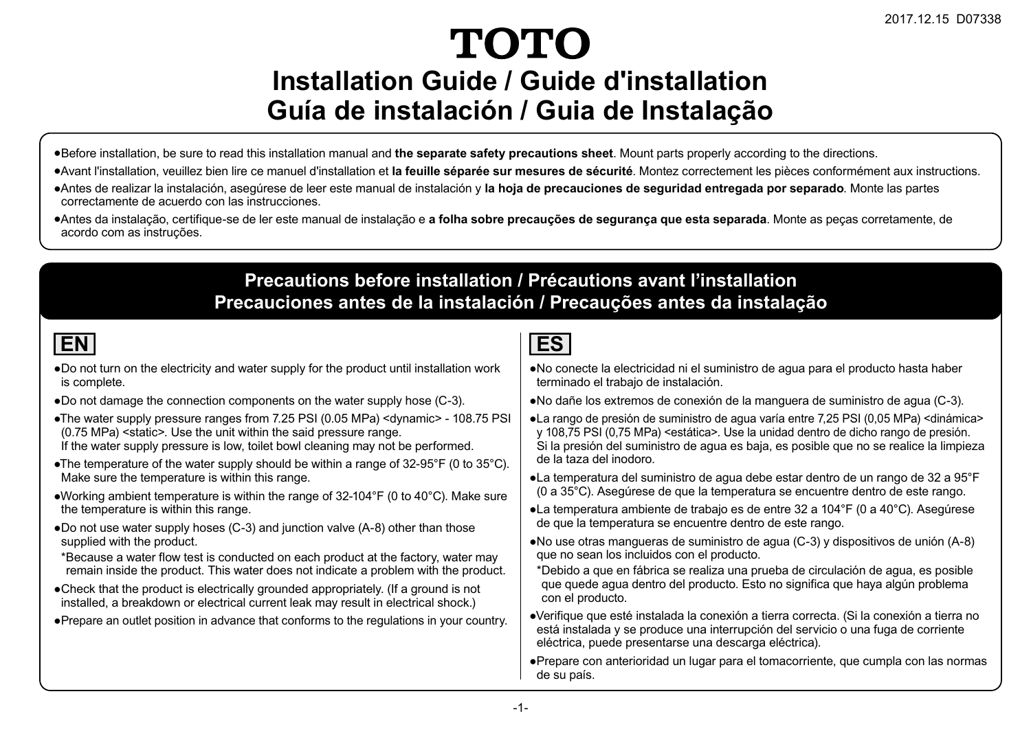2017.12.15 D07338

# TOTO

# Installation Guide / Guide d'installation
# Guía de instalación / Guia de Instalação

- Before installation, be sure to read this installation manual and **the separate safety precautions sheet**. Mount parts properly according to the directions.
- Avant l'installation, veuillez bien lire ce manuel d'installation et **la feuille séparée sur mesures de sécurité**. Montez correctement les pièces conformément aux instructions.
- Antes de realizar la instalación, asegúrese de leer este manual de instalación y **la hoja de precauciones de seguridad entregada por separado**. Monte las partes correctamente de acuerdo con las instrucciones.
- Antes da instalação, certifique-se de ler este manual de instalação e **a folha sobre precauções de segurança que esta separada**. Monte as peças corretamente, de acordo com as instruções.

## Precautions before installation / Précautions avant l'installation
## Precauciones antes de la instalación / Precauções antes da instalação

### EN

- Do not turn on the electricity and water supply for the product until installation work is complete.
- Do not damage the connection components on the water supply hose (C-3).
- The water supply pressure ranges from 7.25 PSI (0.05 MPa) <dynamic> - 108.75 PSI (0.75 MPa) <static>. Use the unit within the said pressure range.
  If the water supply pressure is low, toilet bowl cleaning may not be performed.
- The temperature of the water supply should be within a range of 32-95°F (0 to 35°C). Make sure the temperature is within this range.
- Working ambient temperature is within the range of 32-104°F (0 to 40°C). Make sure the temperature is within this range.
- Do not use water supply hoses (C-3) and junction valve (A-8) other than those supplied with the product.
  *Because a water flow test is conducted on each product at the factory, water may remain inside the product. This water does not indicate a problem with the product.
- Check that the product is electrically grounded appropriately. (If a ground is not installed, a breakdown or electrical current leak may result in electrical shock.)
- Prepare an outlet position in advance that conforms to the regulations in your country.

### ES

- No conecte la electricidad ni el suministro de agua para el producto hasta haber terminado el trabajo de instalación.
- No dañe los extremos de conexión de la manguera de suministro de agua (C-3).
- La rango de presión de suministro de agua varía entre 7,25 PSI (0,05 MPa) <dinámica> y 108,75 PSI (0,75 MPa) <estática>. Use la unidad dentro de dicho rango de presión.
  Si la presión del suministro de agua es baja, es posible que no se realice la limpieza de la taza del inodoro.
- La temperatura del suministro de agua debe estar dentro de un rango de 32 a 95°F (0 a 35°C). Asegúrese de que la temperatura se encuentre dentro de este rango.
- La temperatura ambiente de trabajo es de entre 32 a 104°F (0 a 40°C). Asegúrese de que la temperatura se encuentre dentro de este rango.
- No use otras mangueras de suministro de agua (C-3) y dispositivos de unión (A-8) que no sean los incluidos con el producto.
  *Debido a que en fábrica se realiza una prueba de circulación de agua, es posible que quede agua dentro del producto. Esto no significa que haya algún problema con el producto.
- Verifique que esté instalada la conexión a tierra correcta. (Si la conexión a tierra no está instalada y se produce una interrupción del servicio o una fuga de corriente eléctrica, puede presentarse una descarga eléctrica).
- Prepare con anterioridad un lugar para el tomacorriente, que cumpla con las normas de su país.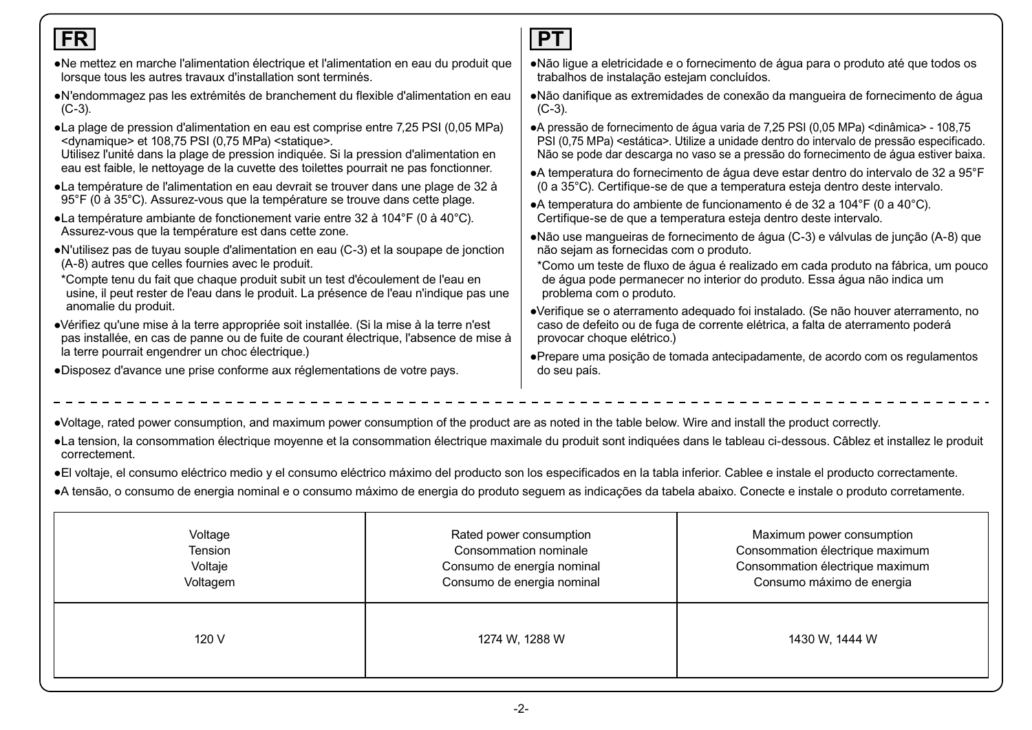## FR

- Ne mettez en marche l'alimentation électrique et l'alimentation en eau du produit que lorsque tous les autres travaux d'installation sont terminés.
- N'endommagez pas les extrémités de branchement du flexible d'alimentation en eau (C-3).
- La plage de pression d'alimentation en eau est comprise entre 7,25 PSI (0,05 MPa) <dynamique> et 108,75 PSI (0,75 MPa) <statique>.
  Utilisez l'unité dans la plage de pression indiquée. Si la pression d'alimentation en eau est faible, le nettoyage de la cuvette des toilettes pourrait ne pas fonctionner.
- La température de l'alimentation en eau devrait se trouver dans une plage de 32 à 95°F (0 à 35°C). Assurez-vous que la température se trouve dans cette plage.
- La température ambiante de fonctionement varie entre 32 à 104°F (0 à 40°C). Assurez-vous que la température est dans cette zone.
- N'utilisez pas de tuyau souple d'alimentation en eau (C-3) et la soupape de jonction (A-8) autres que celles fournies avec le produit.
  *Compte tenu du fait que chaque produit subit un test d'écoulement de l'eau en usine, il peut rester de l'eau dans le produit. La présence de l'eau n'indique pas une anomalie du produit.
- Vérifiez qu'une mise à la terre appropriée soit installée. (Si la mise à la terre n'est pas installée, en cas de panne ou de fuite de courant électrique, l'absence de mise à la terre pourrait engendrer un choc électrique.)
- Disposez d'avance une prise conforme aux réglementations de votre pays.

## PT

- Não ligue a eletricidade e o fornecimento de água para o produto até que todos os trabalhos de instalação estejam concluídos.
- Não danifique as extremidades de conexão da mangueira de fornecimento de água (C-3).
- A pressão de fornecimento de água varia de 7,25 PSI (0,05 MPa) <dinâmica> - 108,75 PSI (0,75 MPa) <estática>. Utilize a unidade dentro do intervalo de pressão especificado. Não se pode dar descarga no vaso se a pressão do fornecimento de água estiver baixa.
- A temperatura do fornecimento de água deve estar dentro do intervalo de 32 a 95°F (0 a 35°C). Certifique-se de que a temperatura esteja dentro deste intervalo.
- A temperatura do ambiente de funcionamento é de 32 a 104°F (0 a 40°C). Certifique-se de que a temperatura esteja dentro deste intervalo.
- Não use mangueiras de fornecimento de água (C-3) e válvulas de junção (A-8) que não sejam as fornecidas com o produto.
  *Como um teste de fluxo de água é realizado em cada produto na fábrica, um pouco de água pode permanecer no interior do produto. Essa água não indica um problema com o produto.
- Verifique se o aterramento adequado foi instalado. (Se não houver aterramento, no caso de defeito ou de fuga de corrente elétrica, a falta de aterramento poderá provocar choque elétrico.)
- Prepare uma posição de tomada antecipadamente, de acordo com os regulamentos do seu país.

---

- Voltage, rated power consumption, and maximum power consumption of the product are as noted in the table below. Wire and install the product correctly.
- La tension, la consommation électrique moyenne et la consommation électrique maximale du produit sont indiquées dans le tableau ci-dessous. Câblez et installez le produit correctement.
- El voltaje, el consumo eléctrico medio y el consumo eléctrico máximo del producto son los especificados en la tabla inferior. Cablee e instale el producto correctamente.
- A tensão, o consumo de energia nominal e o consumo máximo de energia do produto seguem as indicações da tabela abaixo. Conecte e instale o produto corretamente.

| Voltage<br>Tension<br>Voltaje<br>Voltagem | Rated power consumption<br>Consommation nominale<br>Consumo de energía nominal<br>Consumo de energia nominal | Maximum power consumption<br>Consommation électrique maximum<br>Consommation électrique maximum<br>Consumo máximo de energia |
|---|---|---|
| 120 V | 1274 W, 1288 W | 1430 W, 1444 W |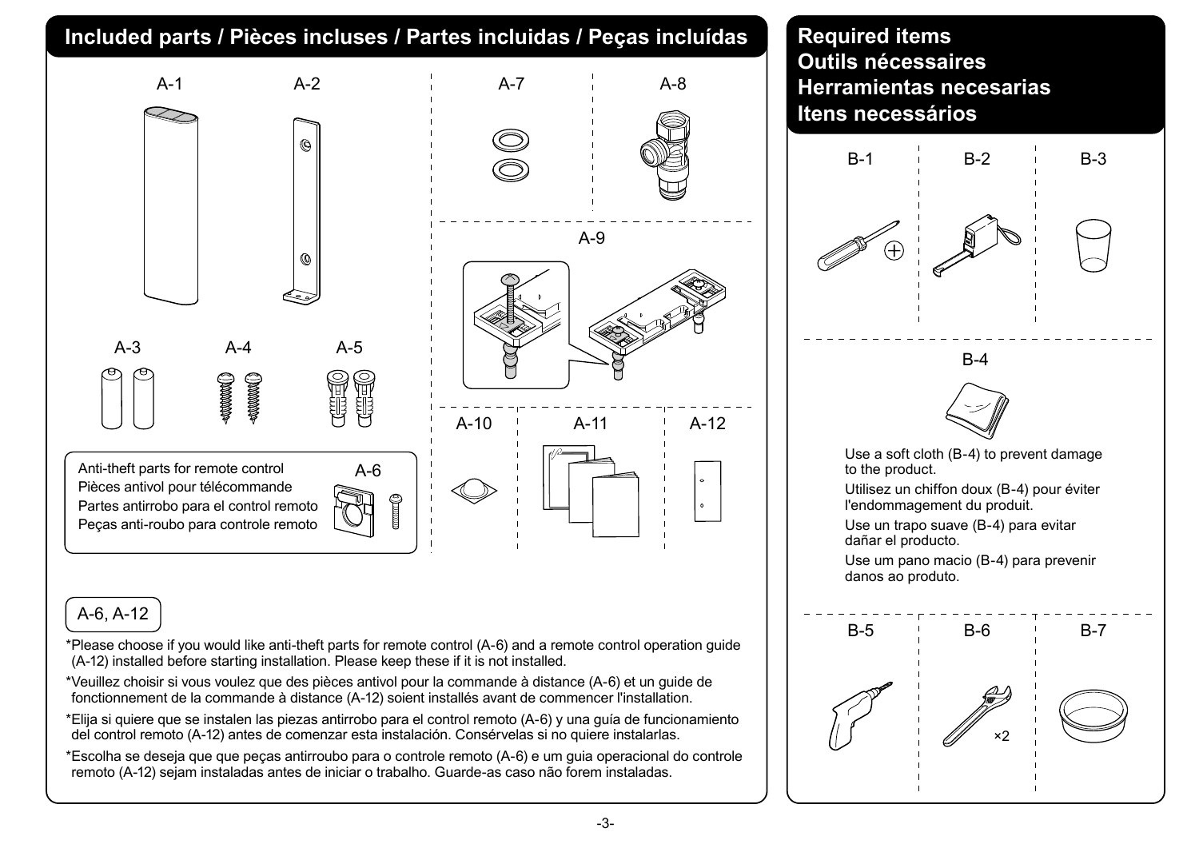## Included parts / Pièces incluses / Partes incluidas / Peças incluídas

A-1

A-2

A-3

A-4

A-5

A-6

Anti-theft parts for remote control
Pièces antivol pour télécommande
Partes antirrobo para el control remoto
Peças anti-roubo para controle remoto

A-7

A-8

A-9

A-10

A-11

A-12

### A-6, A-12

*Please choose if you would like anti-theft parts for remote control (A-6) and a remote control operation guide (A-12) installed before starting installation. Please keep these if it is not installed.

*Veuillez choisir si vous voulez que des pièces antivol pour la commande à distance (A-6) et un guide de fonctionnement de la commande à distance (A-12) soient installés avant de commencer l'installation.

*Elija si quiere que se instalen las piezas antirrobo para el control remoto (A-6) y una guía de funcionamiento del control remoto (A-12) antes de comenzar esta instalación. Consérvelas si no quiere instalarlas.

*Escolha se deseja que que peças antirroubo para o controle remoto (A-6) e um guia operacional do controle remoto (A-12) sejam instaladas antes de iniciar o trabalho. Guarde-as caso não forem instaladas.

## Required items
## Outils nécessaires
## Herramientas necesarias
## Itens necessários

B-1

B-2

B-3

B-4

Use a soft cloth (B-4) to prevent damage to the product.

Utilisez un chiffon doux (B-4) pour éviter l'endommagement du produit.

Use un trapo suave (B-4) para evitar dañar el producto.

Use um pano macio (B-4) para prevenir danos ao produto.

B-5

B-6

×2

B-7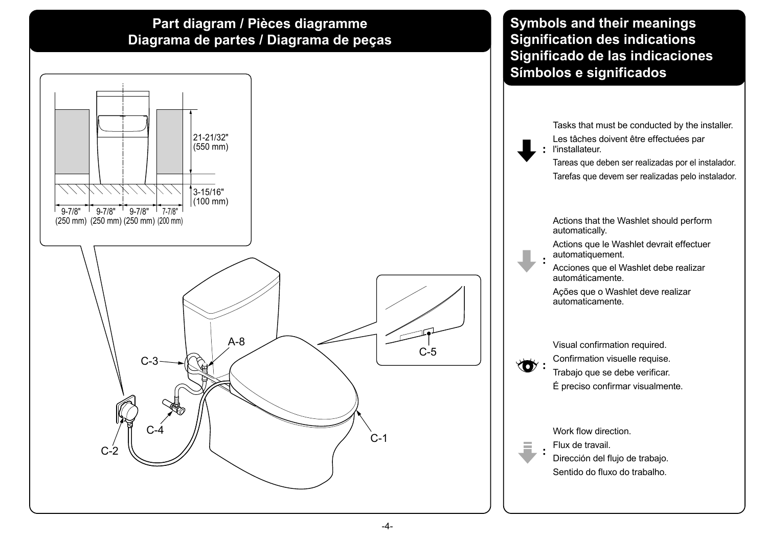## Part diagram / Pièces diagramme
## Diagrama de partes / Diagrama de peças

21-21/32" (550 mm)

3-15/16" (100 mm)

9-7/8" (250 mm) | 9-7/8" (250 mm) | 9-7/8" (250 mm) | 7-7/8" (200 mm)

A-8

C-3

C-5

C-4

C-2

C-1

## Symbols and their meanings
## Signification des indications
## Significado de las indicaciones
## Símbolos e significados

**:** Tasks that must be conducted by the installer.
Les tâches doivent être effectuées par l'installateur.
Tareas que deben ser realizadas por el instalador.
Tarefas que devem ser realizadas pelo instalador.

**:** Actions that the Washlet should perform automatically.
Actions que le Washlet devrait effectuer automatiquement.
Acciones que el Washlet debe realizar automáticamente.
Ações que o Washlet deve realizar automaticamente.

**:** Visual confirmation required.
Confirmation visuelle requise.
Trabajo que se debe verificar.
É preciso confirmar visualmente.

**:** Work flow direction.
Flux de travail.
Dirección del flujo de trabajo.
Sentido do fluxo do trabalho.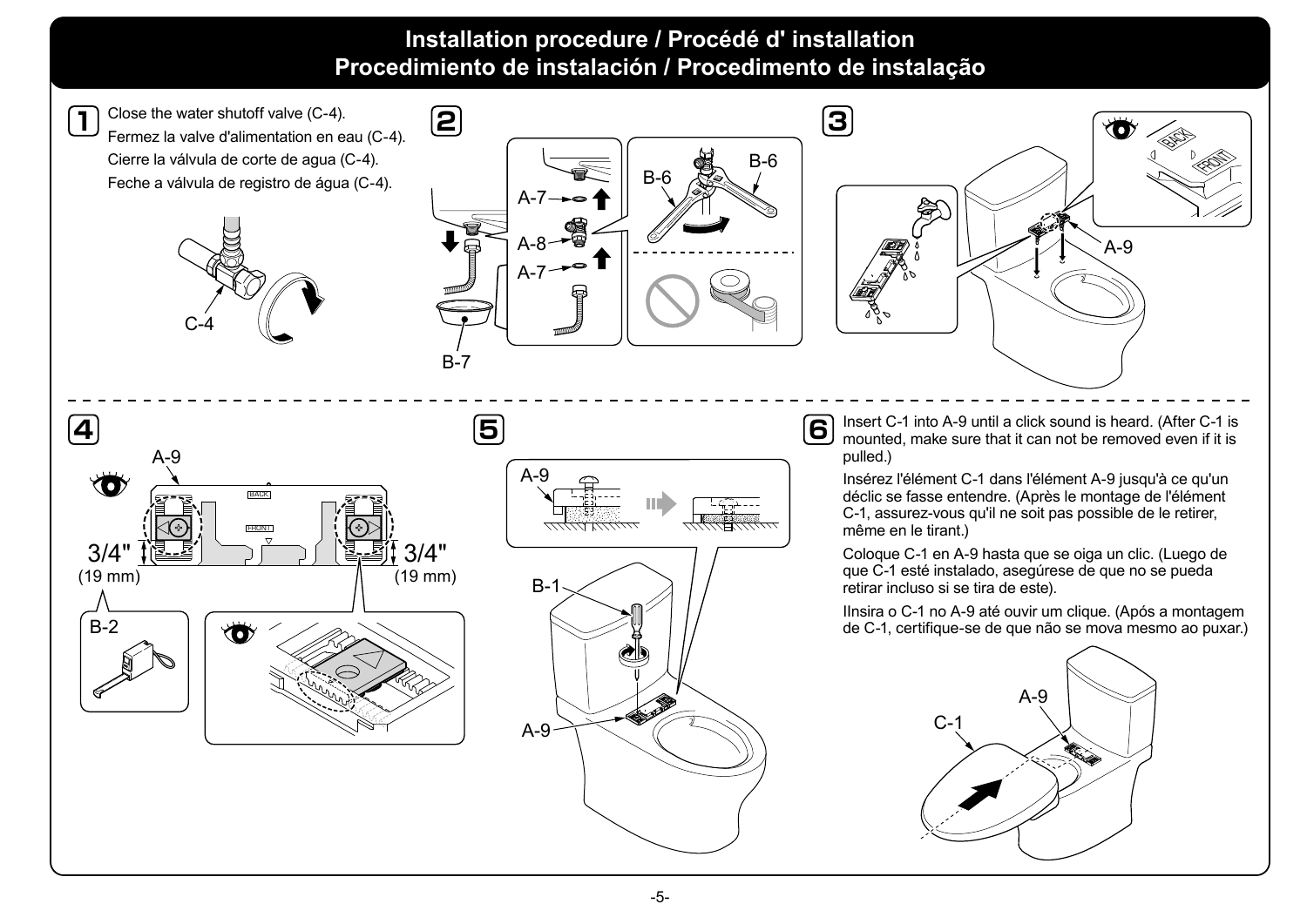# Installation procedure / Procédé d' installation
# Procedimiento de instalación / Procedimento de instalação

**1**

Close the water shutoff valve (C-4).

Fermez la valve d'alimentation en eau (C-4).

Cierre la válvula de corte de agua (C-4).

Feche a válvula de registro de água (C-4).

C-4

**2**

A-7

A-8

A-7

B-6

B-6

B-7

**3**

BACK

FRONT

A-9

**4**

A-9

BACK

FRONT

3/4" (19 mm)

3/4" (19 mm)

B-2

**5**

A-9

B-1

A-9

**6**

Insert C-1 into A-9 until a click sound is heard. (After C-1 is mounted, make sure that it can not be removed even if it is pulled.)

Insérez l'élément C-1 dans l'élément A-9 jusqu'à ce qu'un déclic se fasse entendre. (Après le montage de l'élément C-1, assurez-vous qu'il ne soit pas possible de le retirer, même en le tirant.)

Coloque C-1 en A-9 hasta que se oiga un clic. (Luego de que C-1 esté instalado, asegúrese de que no se pueda retirar incluso si se tira de este).

IInsira o C-1 no A-9 até ouvir um clique. (Após a montagem de C-1, certifique-se de que não se mova mesmo ao puxar.)

A-9

C-1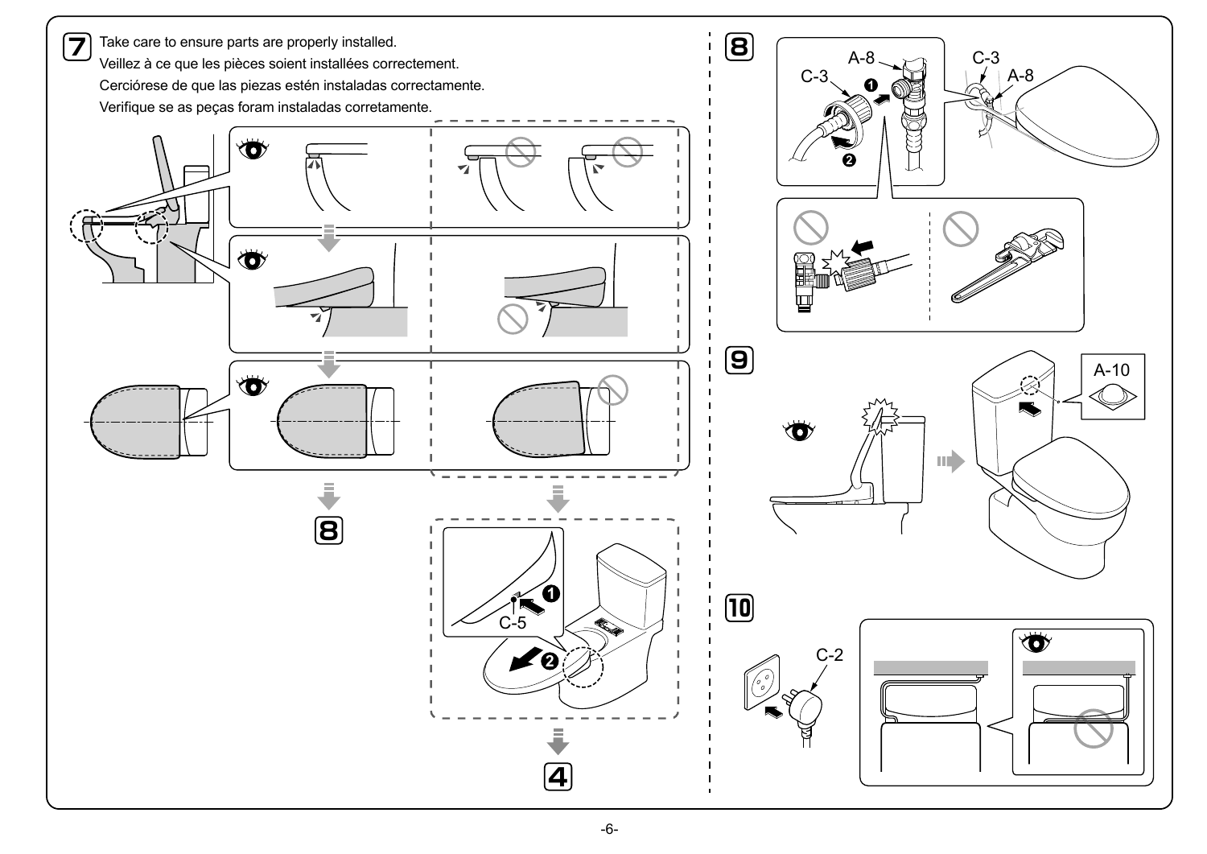**7** Take care to ensure parts are properly installed.

Veillez à ce que les pièces soient installées correctement.

Cerciórese de que las piezas estén instaladas correctamente.

Verifique se as peças foram instaladas corretamente.

C-5

❶ ❷

→ **8**

→ **4**

**8**

A-8 C-3 ❶ ❷

C-3 A-8

**9**

A-10

**10**

C-2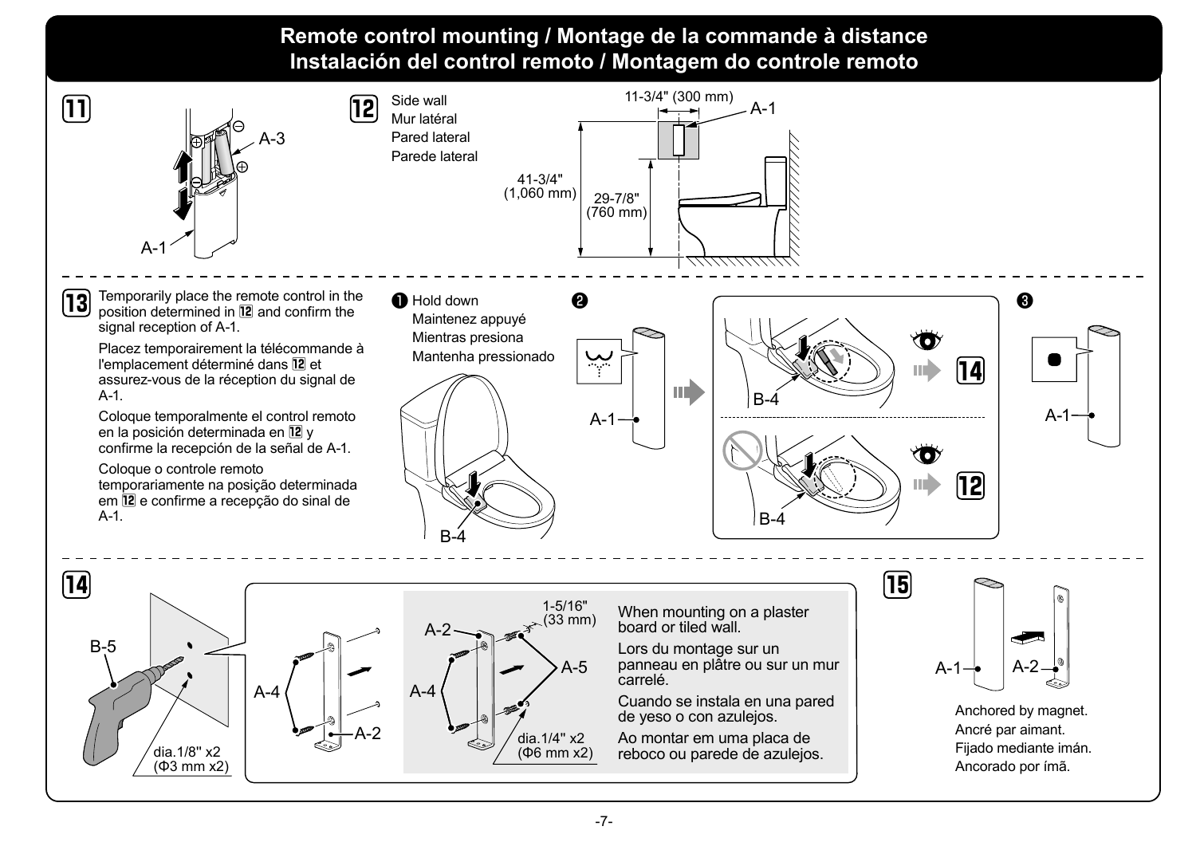# Remote control mounting / Montage de la commande à distance
# Instalación del control remoto / Montagem do controle remoto

## 11

A-3

A-1

## 12

Side wall
Mur latéral
Pared lateral
Parede lateral

11-3/4" (300 mm)

A-1

41-3/4" (1,060 mm)

29-7/8" (760 mm)

## 13

Temporarily place the remote control in the position determined in 12 and confirm the signal reception of A-1.

Placez temporairement la télécommande à l'emplacement déterminé dans 12 et assurez-vous de la réception du signal de A-1.

Coloque temporalmente el control remoto en la posición determinada en 12 y confirme la recepción de la señal de A-1.

Coloque o controle remoto temporariamente na posição determinada em 12 e confirme a recepção do sinal de A-1.

❶ Hold down
Maintenez appuyé
Mientras presiona
Mantenha pressionado

B-4

❷

A-1

B-4 → 14

B-4 → 12

❸

A-1

## 14

B-5

dia.1/8" x2 (Φ3 mm x2)

A-4

A-2

A-2

A-4

1-5/16" (33 mm)

A-5

dia.1/4" x2 (Φ6 mm x2)

When mounting on a plaster board or tiled wall.

Lors du montage sur un panneau en plâtre ou sur un mur carrelé.

Cuando se instala en una pared de yeso o con azulejos.

Ao montar em uma placa de reboco ou parede de azulejos.

## 15

A-1

A-2

Anchored by magnet.
Ancré par aimant.
Fijado mediante imán.
Ancorado por ímã.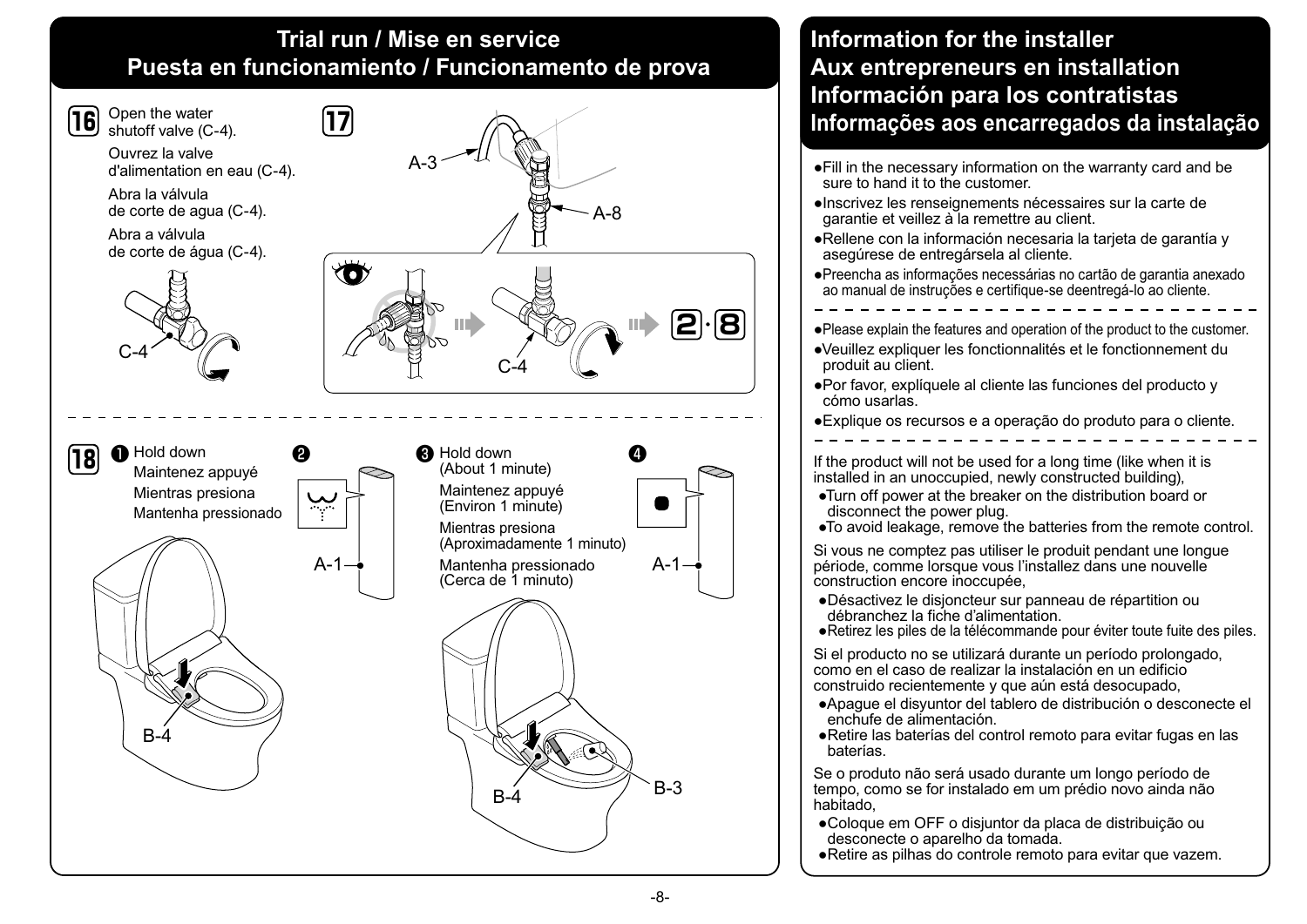## Trial run / Mise en service
## Puesta en funcionamiento / Funcionamento de prova

**16**

Open the water shutoff valve (C-4).

Ouvrez la valve d'alimentation en eau (C-4).

Abra la válvula de corte de agua (C-4).

Abra a válvula de corte de água (C-4).

C-4

**17**

A-3

A-8

C-4

2 · 8

**18**

❶ Hold down

Maintenez appuyé

Mientras presiona

Mantenha pressionado

B-4

❷

A-1

❸ Hold down (About 1 minute)

Maintenez appuyé (Environ 1 minute)

Mientras presiona (Aproximadamente 1 minuto)

Mantenha pressionado (Cerca de 1 minuto)

B-4

B-3

❹

A-1

## Information for the installer
## Aux entrepreneurs en installation
## Información para los contratistas
## Informações aos encarregados da instalação

- Fill in the necessary information on the warranty card and be sure to hand it to the customer.
- Inscrivez les renseignements nécessaires sur la carte de garantie et veillez à la remettre au client.
- Rellene con la información necesaria la tarjeta de garantía y asegúrese de entregársela al cliente.
- Preencha as informações necessárias no cartão de garantia anexado ao manual de instruções e certifique-se deentregá-lo ao cliente.

---

- Please explain the features and operation of the product to the customer.
- Veuillez expliquer les fonctionnalités et le fonctionnement du produit au client.
- Por favor, explíquele al cliente las funciones del producto y cómo usarlas.
- Explique os recursos e a operação do produto para o cliente.

---

If the product will not be used for a long time (like when it is installed in an unoccupied, newly constructed building),

- Turn off power at the breaker on the distribution board or disconnect the power plug.
- To avoid leakage, remove the batteries from the remote control.

Si vous ne comptez pas utiliser le produit pendant une longue période, comme lorsque vous l'installez dans une nouvelle construction encore inoccupée,

- Désactivez le disjoncteur sur panneau de répartition ou débranchez la fiche d'alimentation.
- Retirez les piles de la télécommande pour éviter toute fuite des piles.

Si el producto no se utilizará durante un período prolongado, como en el caso de realizar la instalación en un edificio construido recientemente y que aún está desocupado,

- Apague el disyuntor del tablero de distribución o desconecte el enchufe de alimentación.
- Retire las baterías del control remoto para evitar fugas en las baterías.

Se o produto não será usado durante um longo período de tempo, como se for instalado em um prédio novo ainda não habitado,

- Coloque em OFF o disjuntor da placa de distribuição ou desconecte o aparelho da tomada.
- Retire as pilhas do controle remoto para evitar que vazem.